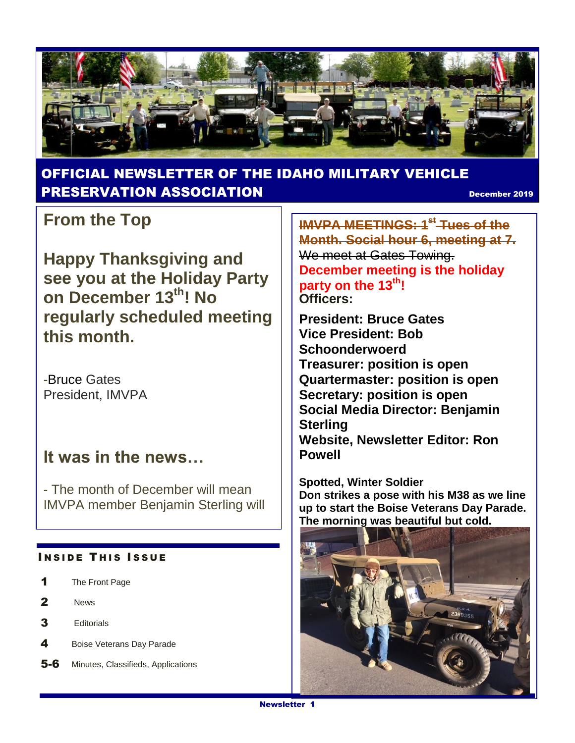# OFFICIAL NEWSLETTER OF THE IDAHO MILITARY VEHICLE PRESERVATION ASSOCIATION

December 2019

## From the Top

**Happy Thanksgiving and see you at the Holiday Party on December 13th! No regularly scheduled meeting this month.**

-Bruce Gates
President, IMVPA

## It was in the news…

- The month of December will mean IMVPA member Benjamin Sterling will

### Inside This Issue

| | |
|---|---|
| 1 | The Front Page |
| 2 | News |
| 3 | Editorials |
| 4 | Boise Veterans Day Parade |
| 5-6 | Minutes, Classifieds, Applications |

~~**IMVPA MEETINGS: 1st Tues of the Month. Social hour 6, meeting at 7.**~~
~~We meet at Gates Towing.~~
**December meeting is the holiday party on the 13th!**

**Officers:**

**President: Bruce Gates**
**Vice President: Bob Schoonderwoerd**
**Treasurer: position is open**
**Quartermaster: position is open**
**Secretary: position is open**
**Social Media Director: Benjamin Sterling**
**Website, Newsletter Editor: Ron Powell**

**Spotted, Winter Soldier**
**Don strikes a pose with his M38 as we line up to start the Boise Veterans Day Parade. The morning was beautiful but cold.**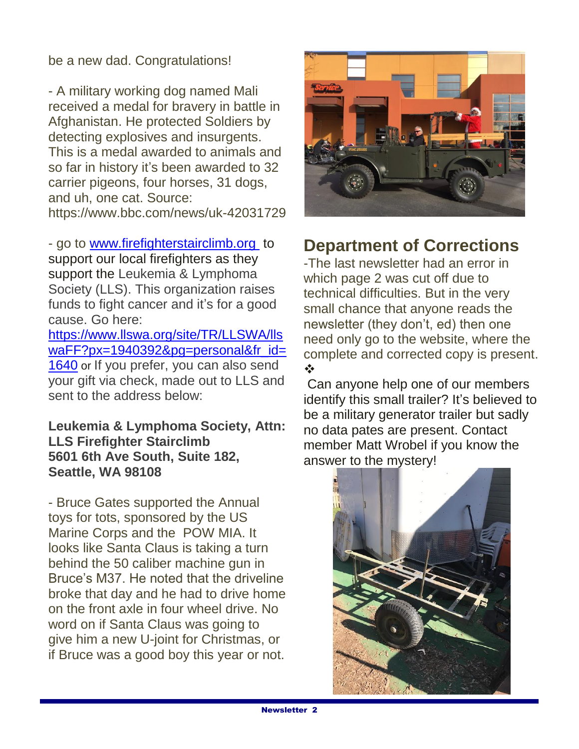be a new dad. Congratulations!

- A military working dog named Mali received a medal for bravery in battle in Afghanistan. He protected Soldiers by detecting explosives and insurgents. This is a medal awarded to animals and so far in history it's been awarded to 32 carrier pigeons, four horses, 31 dogs, and uh, one cat. Source: https://www.bbc.com/news/uk-42031729

- go to [www.firefighterstairclimb.org](www.firefighterstairclimb.org) to support our local firefighters as they support the Leukemia & Lymphoma Society (LLS). This organization raises funds to fight cancer and it's for a good cause. Go here: [https://www.llswa.org/site/TR/LLSWA/llswaFF?px=1940392&pg=personal&fr_id=1640](https://www.llswa.org/site/TR/LLSWA/llswaFF?px=1940392&pg=personal&fr_id=1640) or If you prefer, you can also send your gift via check, made out to LLS and sent to the address below:

**Leukemia & Lymphoma Society, Attn: LLS Firefighter Stairclimb**
**5601 6th Ave South, Suite 182,**
**Seattle, WA 98108**

- Bruce Gates supported the Annual toys for tots, sponsored by the US Marine Corps and the POW MIA. It looks like Santa Claus is taking a turn behind the 50 caliber machine gun in Bruce's M37. He noted that the driveline broke that day and he had to drive home on the front axle in four wheel drive. No word on if Santa Claus was going to give him a new U-joint for Christmas, or if Bruce was a good boy this year or not.

## Department of Corrections

-The last newsletter had an error in which page 2 was cut off due to technical difficulties. But in the very small chance that anyone reads the newsletter (they don't, ed) then one need only go to the website, where the complete and corrected copy is present.

❖

Can anyone help one of our members identify this small trailer? It's believed to be a military generator trailer but sadly no data pates are present. Contact member Matt Wrobel if you know the answer to the mystery!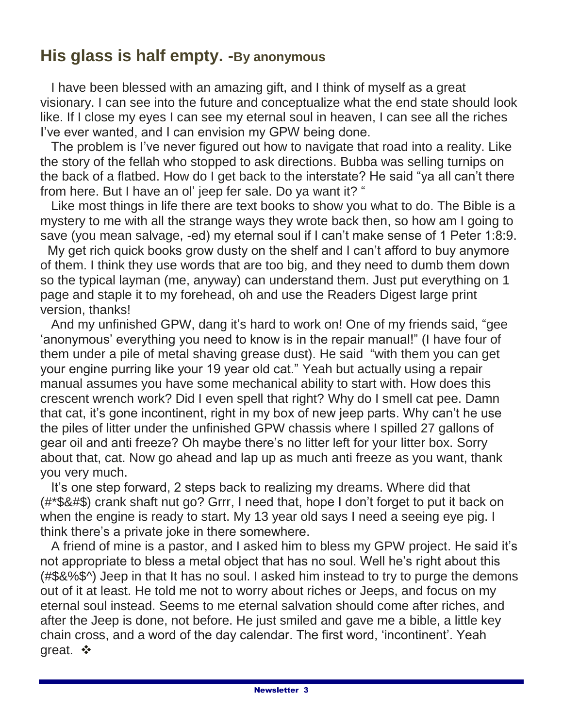## His glass is half empty. -By anonymous

I have been blessed with an amazing gift, and I think of myself as a great visionary. I can see into the future and conceptualize what the end state should look like. If I close my eyes I can see my eternal soul in heaven, I can see all the riches I've ever wanted, and I can envision my GPW being done.

The problem is I've never figured out how to navigate that road into a reality. Like the story of the fellah who stopped to ask directions. Bubba was selling turnips on the back of a flatbed. How do I get back to the interstate? He said "ya all can't there from here. But I have an ol' jeep fer sale. Do ya want it? "

Like most things in life there are text books to show you what to do. The Bible is a mystery to me with all the strange ways they wrote back then, so how am I going to save (you mean salvage, -ed) my eternal soul if I can't make sense of 1 Peter 1:8:9.

My get rich quick books grow dusty on the shelf and I can't afford to buy anymore of them. I think they use words that are too big, and they need to dumb them down so the typical layman (me, anyway) can understand them. Just put everything on 1 page and staple it to my forehead, oh and use the Readers Digest large print version, thanks!

And my unfinished GPW, dang it's hard to work on! One of my friends said, "gee 'anonymous' everything you need to know is in the repair manual!" (I have four of them under a pile of metal shaving grease dust). He said "with them you can get your engine purring like your 19 year old cat." Yeah but actually using a repair manual assumes you have some mechanical ability to start with. How does this crescent wrench work? Did I even spell that right? Why do I smell cat pee. Damn that cat, it's gone incontinent, right in my box of new jeep parts. Why can't he use the piles of litter under the unfinished GPW chassis where I spilled 27 gallons of gear oil and anti freeze? Oh maybe there's no litter left for your litter box. Sorry about that, cat. Now go ahead and lap up as much anti freeze as you want, thank you very much.

It's one step forward, 2 steps back to realizing my dreams. Where did that (#*$&#$) crank shaft nut go? Grrr, I need that, hope I don't forget to put it back on when the engine is ready to start. My 13 year old says I need a seeing eye pig. I think there's a private joke in there somewhere.

A friend of mine is a pastor, and I asked him to bless my GPW project. He said it's not appropriate to bless a metal object that has no soul. Well he's right about this (#$&%$^) Jeep in that It has no soul. I asked him instead to try to purge the demons out of it at least. He told me not to worry about riches or Jeeps, and focus on my eternal soul instead. Seems to me eternal salvation should come after riches, and after the Jeep is done, not before. He just smiled and gave me a bible, a little key chain cross, and a word of the day calendar. The first word, 'incontinent'. Yeah great. ❖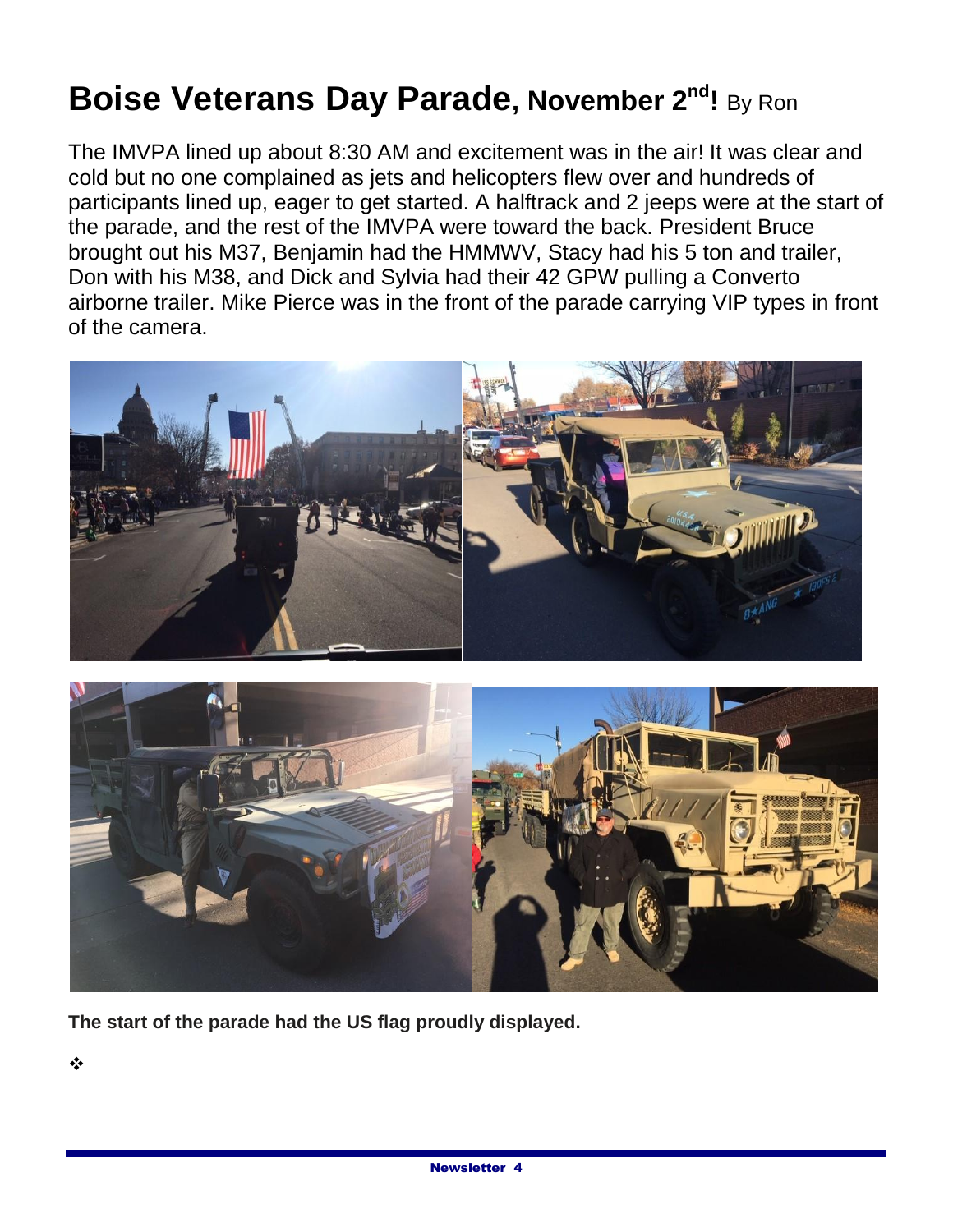# Boise Veterans Day Parade, November 2nd! By Ron

The IMVPA lined up about 8:30 AM and excitement was in the air! It was clear and cold but no one complained as jets and helicopters flew over and hundreds of participants lined up, eager to get started. A halftrack and 2 jeeps were at the start of the parade, and the rest of the IMVPA were toward the back. President Bruce brought out his M37, Benjamin had the HMMWV, Stacy had his 5 ton and trailer, Don with his M38, and Dick and Sylvia had their 42 GPW pulling a Converto airborne trailer. Mike Pierce was in the front of the parade carrying VIP types in front of the camera.

**The start of the parade had the US flag proudly displayed.**

❖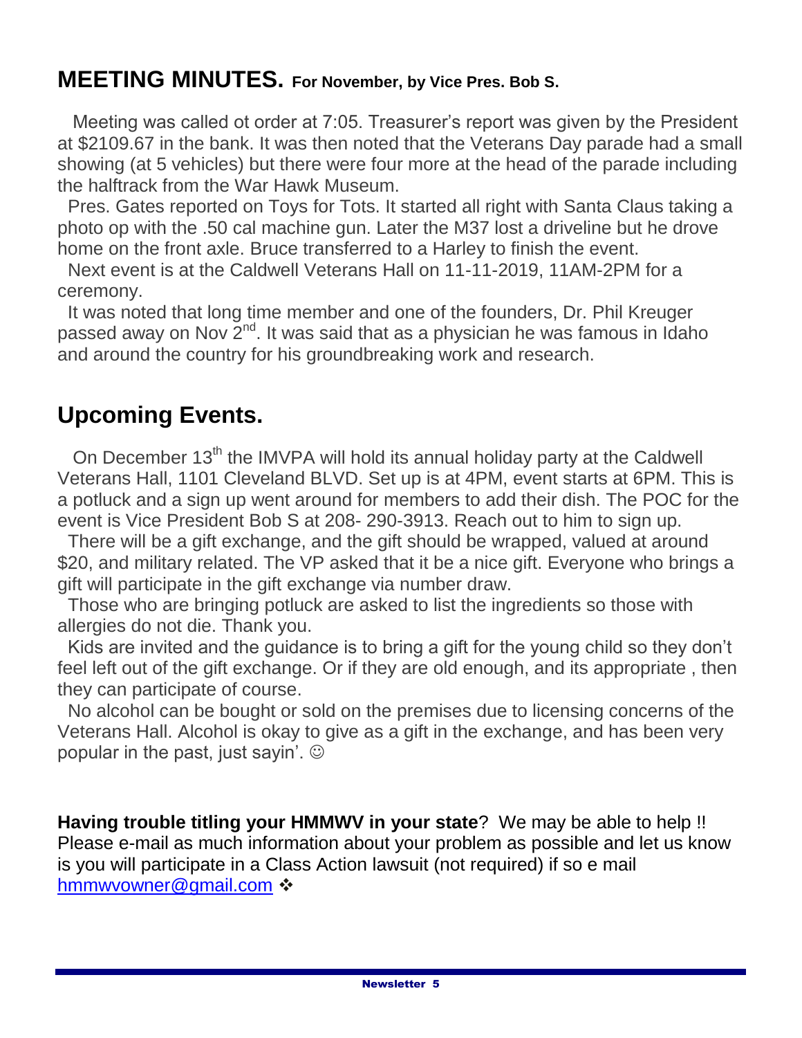## MEETING MINUTES. For November, by Vice Pres. Bob S.

Meeting was called ot order at 7:05. Treasurer's report was given by the President at $2109.67 in the bank. It was then noted that the Veterans Day parade had a small showing (at 5 vehicles) but there were four more at the head of the parade including the halftrack from the War Hawk Museum.

Pres. Gates reported on Toys for Tots. It started all right with Santa Claus taking a photo op with the .50 cal machine gun. Later the M37 lost a driveline but he drove home on the front axle. Bruce transferred to a Harley to finish the event.

Next event is at the Caldwell Veterans Hall on 11-11-2019, 11AM-2PM for a ceremony.

It was noted that long time member and one of the founders, Dr. Phil Kreuger passed away on Nov 2nd. It was said that as a physician he was famous in Idaho and around the country for his groundbreaking work and research.

## Upcoming Events.

On December 13th the IMVPA will hold its annual holiday party at the Caldwell Veterans Hall, 1101 Cleveland BLVD. Set up is at 4PM, event starts at 6PM. This is a potluck and a sign up went around for members to add their dish. The POC for the event is Vice President Bob S at 208- 290-3913. Reach out to him to sign up.

There will be a gift exchange, and the gift should be wrapped, valued at around $20, and military related. The VP asked that it be a nice gift. Everyone who brings a gift will participate in the gift exchange via number draw.

Those who are bringing potluck are asked to list the ingredients so those with allergies do not die. Thank you.

Kids are invited and the guidance is to bring a gift for the young child so they don't feel left out of the gift exchange. Or if they are old enough, and its appropriate , then they can participate of course.

No alcohol can be bought or sold on the premises due to licensing concerns of the Veterans Hall. Alcohol is okay to give as a gift in the exchange, and has been very popular in the past, just sayin'. ☺

**Having trouble titling your HMMWV in your state**? We may be able to help !! Please e-mail as much information about your problem as possible and let us know is you will participate in a Class Action lawsuit (not required) if so e mail hmmwvowner@gmail.com ❖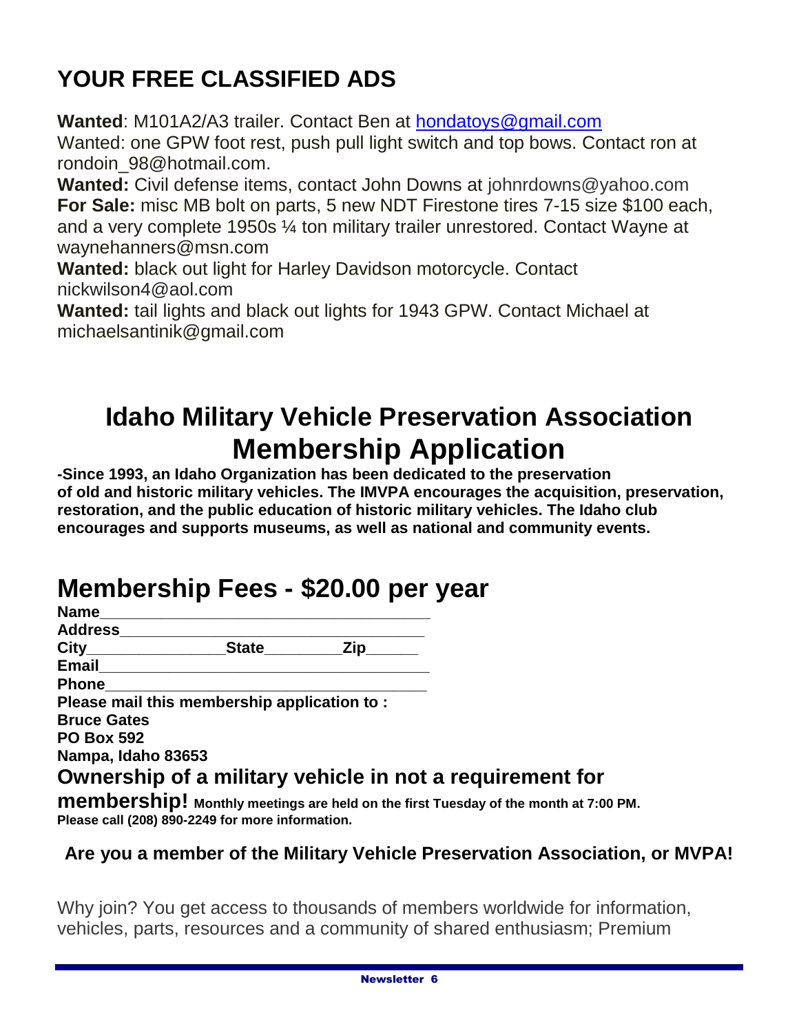# YOUR FREE CLASSIFIED ADS

**Wanted**: M101A2/A3 trailer. Contact Ben at hondatoys@gmail.com

Wanted: one GPW foot rest, push pull light switch and top bows. Contact ron at rondoin_98@hotmail.com.

**Wanted:** Civil defense items, contact John Downs at johnrdowns@yahoo.com

**For Sale:** misc MB bolt on parts, 5 new NDT Firestone tires 7-15 size $100 each, and a very complete 1950s ¼ ton military trailer unrestored. Contact Wayne at waynehanners@msn.com

**Wanted:** black out light for Harley Davidson motorcycle. Contact nickwilson4@aol.com

**Wanted:** tail lights and black out lights for 1943 GPW. Contact Michael at michaelsantinik@gmail.com

# Idaho Military Vehicle Preservation Association Membership Application

**-Since 1993, an Idaho Organization has been dedicated to the preservation of old and historic military vehicles. The IMVPA encourages the acquisition, preservation, restoration, and the public education of historic military vehicles. The Idaho club encourages and supports museums, as well as national and community events.**

## Membership Fees - $20.00 per year

**Name**_____________________________________

**Address**__________________________________

**City**________________**State**_________**Zip**______

**Email**______________________________________

**Phone**_____________________________________

**Please mail this membership application to :**
**Bruce Gates**
**PO Box 592**
**Nampa, Idaho 83653**

### Ownership of a military vehicle in not a requirement for membership!

**Monthly meetings are held on the first Tuesday of the month at 7:00 PM. Please call (208) 890-2249 for more information.**

**Are you a member of the Military Vehicle Preservation Association, or MVPA!**

Why join? You get access to thousands of members worldwide for information, vehicles, parts, resources and a community of shared enthusiasm; Premium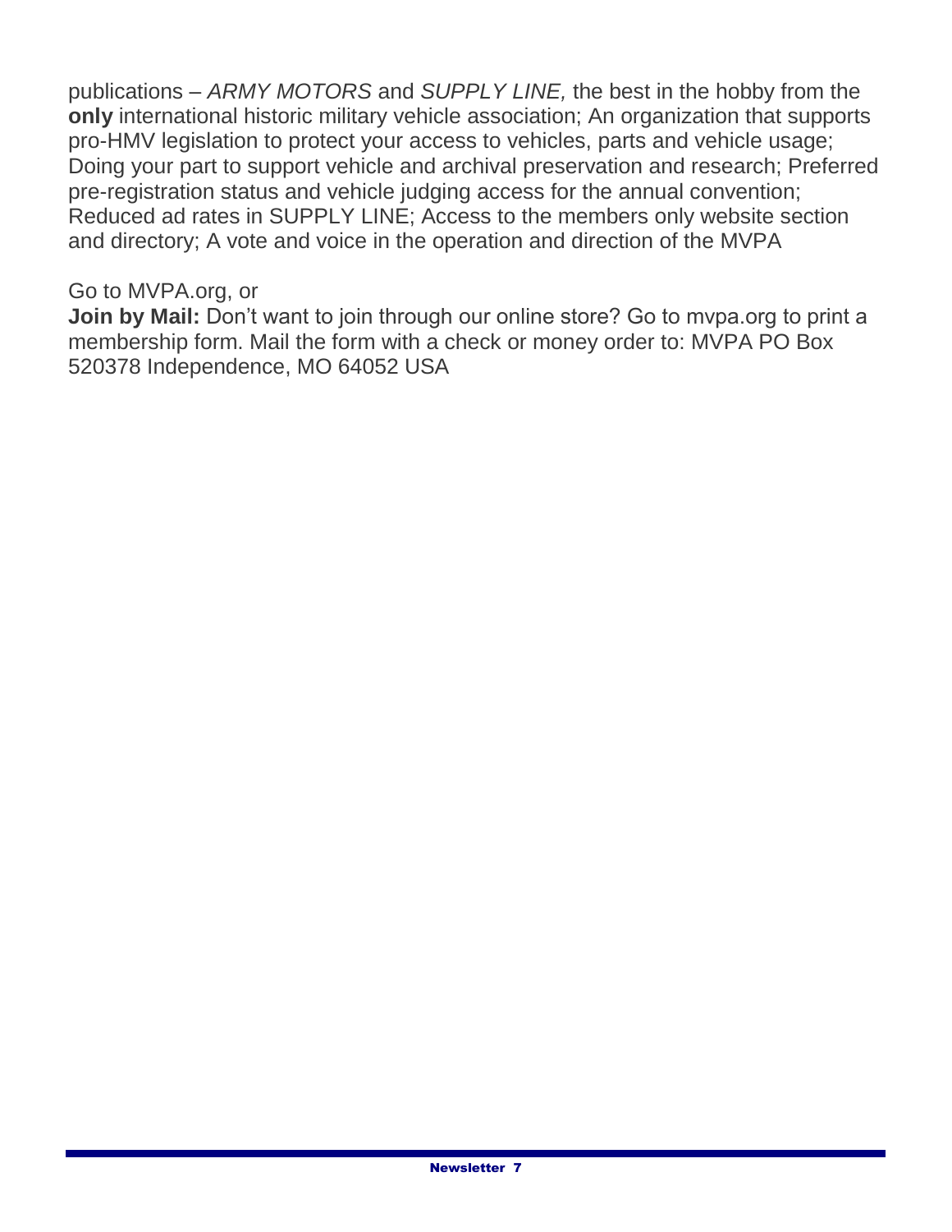publications – *ARMY MOTORS* and *SUPPLY LINE,* the best in the hobby from the **only** international historic military vehicle association; An organization that supports pro-HMV legislation to protect your access to vehicles, parts and vehicle usage; Doing your part to support vehicle and archival preservation and research; Preferred pre-registration status and vehicle judging access for the annual convention; Reduced ad rates in SUPPLY LINE; Access to the members only website section and directory; A vote and voice in the operation and direction of the MVPA

Go to MVPA.org, or

**Join by Mail:** Don't want to join through our online store? Go to mvpa.org to print a membership form. Mail the form with a check or money order to: MVPA PO Box 520378 Independence, MO 64052 USA